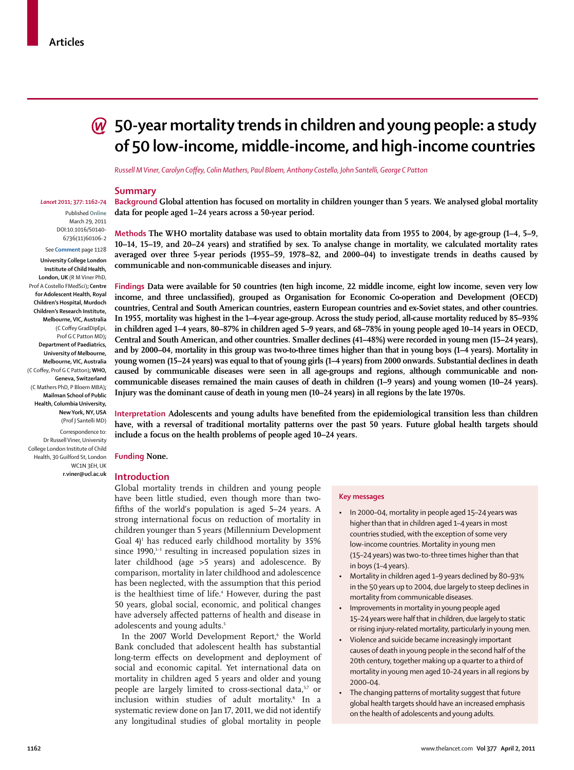Articles

# 50-year mortality trends in children and young people: a study of 50 low-income, middle-income, and high-income countries

*Russell M Viner, Carolyn Coffey, Colin Mathers, Paul Bloem, Anthony Costello, John Santelli, George C Patton*

*Lancet* 2011; 377: 1162–74

Published Online March 29, 2011 DOI:10.1016/S0140-6736(11)60106-2

See Comment page 1128

University College London Institute of Child Health, London, UK (R M Viner PhD, Prof A Costello FMedSci); Centre for Adolescent Health, Royal Children's Hospital, Murdoch Children's Research Institute, Melbourne, VIC, Australia (C Coffey GradDipEpi, Prof G C Patton MD); Department of Paediatrics, University of Melbourne, Melbourne, VIC, Australia (C Coffey, Prof G C Patton); WHO, Geneva, Switzerland (C Mathers PhD, P Bloem MBA); Mailman School of Public Health, Columbia University, New York, NY, USA (Prof J Santelli MD)

Correspondence to: Dr Russell Viner, University College London Institute of Child Health, 30 Guilford St, London WC1N 3EH, UK r.viner@ucl.ac.uk

## Summary

**Background** Global attention has focused on mortality in children younger than 5 years. We analysed global mortality data for people aged 1–24 years across a 50-year period.

**Methods** The WHO mortality database was used to obtain mortality data from 1955 to 2004, by age-group (1–4, 5–9, 10–14, 15–19, and 20–24 years) and stratified by sex. To analyse change in mortality, we calculated mortality rates averaged over three 5-year periods (1955–59, 1978–82, and 2000–04) to investigate trends in deaths caused by communicable and non-communicable diseases and injury.

**Findings** Data were available for 50 countries (ten high income, 22 middle income, eight low income, seven very low income, and three unclassified), grouped as Organisation for Economic Co-operation and Development (OECD) countries, Central and South American countries, eastern European countries and ex-Soviet states, and other countries. In 1955, mortality was highest in the 1–4-year age-group. Across the study period, all-cause mortality reduced by 85–93% in children aged 1–4 years, 80–87% in children aged 5–9 years, and 68–78% in young people aged 10–14 years in OECD, Central and South American, and other countries. Smaller declines (41–48%) were recorded in young men (15–24 years), and by 2000–04, mortality in this group was two-to-three times higher than that in young boys (1–4 years). Mortality in young women (15–24 years) was equal to that of young girls (1–4 years) from 2000 onwards. Substantial declines in death caused by communicable diseases were seen in all age-groups and regions, although communicable and non-communicable diseases remained the main causes of death in children (1–9 years) and young women (10–24 years). Injury was the dominant cause of death in young men (10–24 years) in all regions by the late 1970s.

**Interpretation** Adolescents and young adults have benefited from the epidemiological transition less than children have, with a reversal of traditional mortality patterns over the past 50 years. Future global health targets should include a focus on the health problems of people aged 10–24 years.

**Funding** None.

## Introduction

Global mortality trends in children and young people have been little studied, even though more than two-fifths of the world's population is aged 5–24 years. A strong international focus on reduction of mortality in children younger than 5 years (Millennium Development Goal 4)[1] has reduced early childhood mortality by 35% since 1990,[1–3] resulting in increased population sizes in later childhood (age >5 years) and adolescence. By comparison, mortality in later childhood and adolescence has been neglected, with the assumption that this period is the healthiest time of life.[4] However, during the past 50 years, global social, economic, and political changes have adversely affected patterns of health and disease in adolescents and young adults.[5]

In the 2007 World Development Report,[6] the World Bank concluded that adolescent health has substantial long-term effects on development and deployment of social and economic capital. Yet international data on mortality in children aged 5 years and older and young people are largely limited to cross-sectional data,[5,7] or inclusion within studies of adult mortality.[8] In a systematic review done on Jan 17, 2011, we did not identify any longitudinal studies of global mortality in people

### Key messages

- In 2000–04, mortality in people aged 15–24 years was higher than that in children aged 1–4 years in most countries studied, with the exception of some very low-income countries. Mortality in young men (15–24 years) was two-to-three times higher than that in boys (1–4 years).
- Mortality in children aged 1–9 years declined by 80–93% in the 50 years up to 2004, due largely to steep declines in mortality from communicable diseases.
- Improvements in mortality in young people aged 15–24 years were half that in children, due largely to static or rising injury-related mortality, particularly in young men.
- Violence and suicide became increasingly important causes of death in young people in the second half of the 20th century, together making up a quarter to a third of mortality in young men aged 10–24 years in all regions by 2000–04.
- The changing patterns of mortality suggest that future global health targets should have an increased emphasis on the health of adolescents and young adults.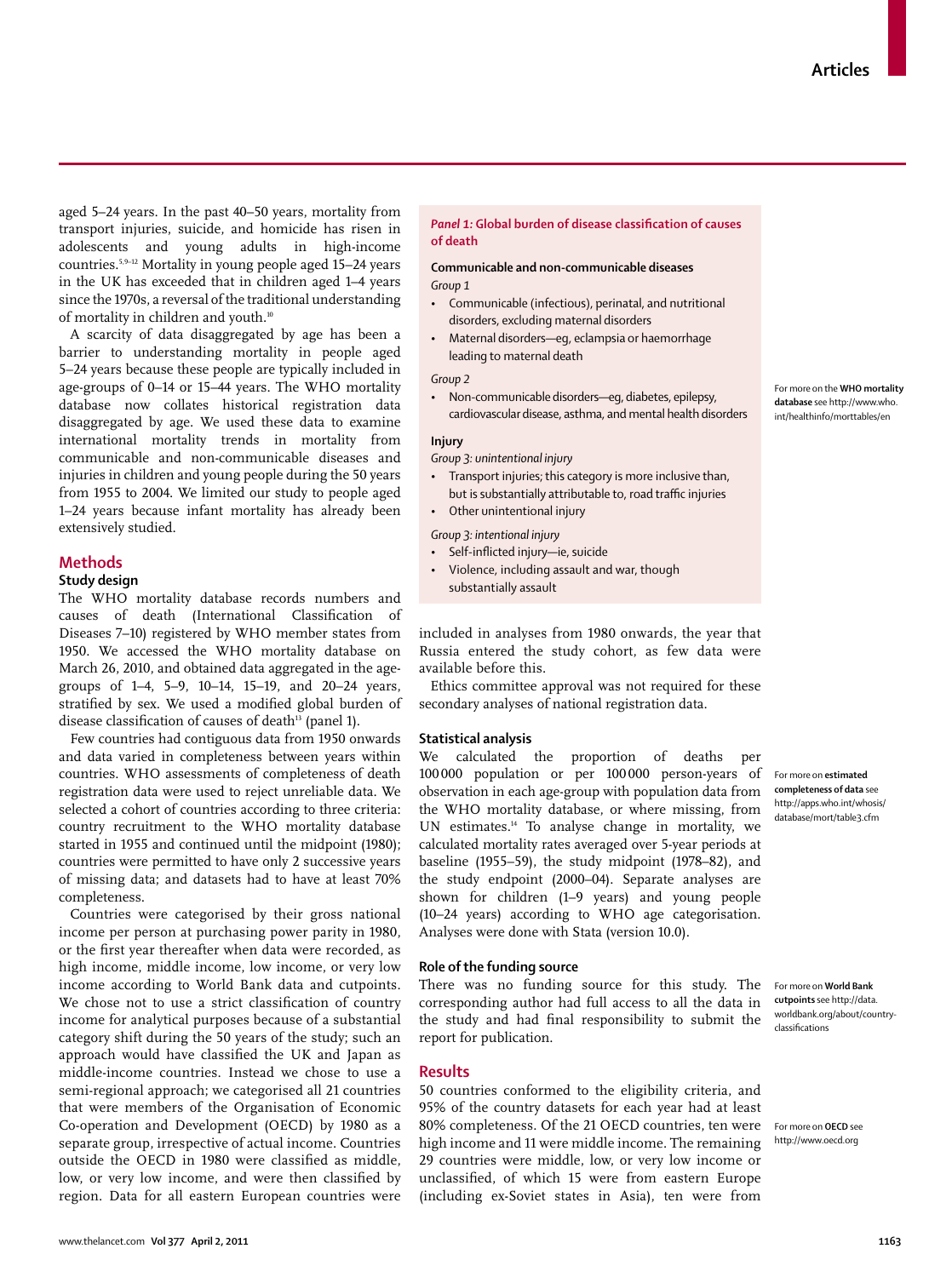aged 5–24 years. In the past 40–50 years, mortality from transport injuries, suicide, and homicide has risen in adolescents and young adults in high-income countries.[5,9–12] Mortality in young people aged 15–24 years in the UK has exceeded that in children aged 1–4 years since the 1970s, a reversal of the traditional understanding of mortality in children and youth.[10]

A scarcity of data disaggregated by age has been a barrier to understanding mortality in people aged 5–24 years because these people are typically included in age-groups of 0–14 or 15–44 years. The WHO mortality database now collates historical registration data disaggregated by age. We used these data to examine international mortality trends in mortality from communicable and non-communicable diseases and injuries in children and young people during the 50 years from 1955 to 2004. We limited our study to people aged 1–24 years because infant mortality has already been extensively studied.

## Methods

### Study design

The WHO mortality database records numbers and causes of death (International Classification of Diseases 7–10) registered by WHO member states from 1950. We accessed the WHO mortality database on March 26, 2010, and obtained data aggregated in the age-groups of 1–4, 5–9, 10–14, 15–19, and 20–24 years, stratified by sex. We used a modified global burden of disease classification of causes of death[13] (panel 1).

> ***Panel 1:* Global burden of disease classification of causes of death**
>
> **Communicable and non-communicable diseases**
>
> *Group 1*
> - Communicable (infectious), perinatal, and nutritional disorders, excluding maternal disorders
> - Maternal disorders—eg, eclampsia or haemorrhage leading to maternal death
>
> *Group 2*
> - Non-communicable disorders—eg, diabetes, epilepsy, cardiovascular disease, asthma, and mental health disorders
>
> **Injury**
>
> *Group 3: unintentional injury*
> - Transport injuries; this category is more inclusive than, but is substantially attributable to, road traffic injuries
> - Other unintentional injury
>
> *Group 3: intentional injury*
> - Self-inflicted injury—ie, suicide
> - Violence, including assault and war, though substantially assault

For more on the **WHO mortality database** see http://www.who.int/healthinfo/morttables/en

Few countries had contiguous data from 1950 onwards and data varied in completeness between years within countries. WHO assessments of completeness of death registration data were used to reject unreliable data. We selected a cohort of countries according to three criteria: country recruitment to the WHO mortality database started in 1955 and continued until the midpoint (1980); countries were permitted to have only 2 successive years of missing data; and datasets had to have at least 70% completeness.

Countries were categorised by their gross national income per person at purchasing power parity in 1980, or the first year thereafter when data were recorded, as high income, middle income, low income, or very low income according to World Bank data and cutpoints. We chose not to use a strict classification of country income for analytical purposes because of a substantial category shift during the 50 years of the study; such an approach would have classified the UK and Japan as middle-income countries. Instead we chose to use a semi-regional approach; we categorised all 21 countries that were members of the Organisation of Economic Co-operation and Development (OECD) by 1980 as a separate group, irrespective of actual income. Countries outside the OECD in 1980 were classified as middle, low, or very low income, and were then classified by region. Data for all eastern European countries were included in analyses from 1980 onwards, the year that Russia entered the study cohort, as few data were available before this.

Ethics committee approval was not required for these secondary analyses of national registration data.

### Statistical analysis

We calculated the proportion of deaths per 100 000 population or per 100 000 person-years of observation in each age-group with population data from the WHO mortality database, or where missing, from UN estimates.[14] To analyse change in mortality, we calculated mortality rates averaged over 5-year periods at baseline (1955–59), the study midpoint (1978–82), and the study endpoint (2000–04). Separate analyses are shown for children (1–9 years) and young people (10–24 years) according to WHO age categorisation. Analyses were done with Stata (version 10.0).

For more on **estimated completeness of data** see http://apps.who.int/whosis/database/mort/table3.cfm

### Role of the funding source

There was no funding source for this study. The corresponding author had full access to all the data in the study and had final responsibility to submit the report for publication.

For more on **World Bank cutpoints** see http://data.worldbank.org/about/country-classifications

## Results

50 countries conformed to the eligibility criteria, and 95% of the country datasets for each year had at least 80% completeness. Of the 21 OECD countries, ten were high income and 11 were middle income. The remaining 29 countries were middle, low, or very low income or unclassified, of which 15 were from eastern Europe (including ex-Soviet states in Asia), ten were from

For more on **OECD** see http://www.oecd.org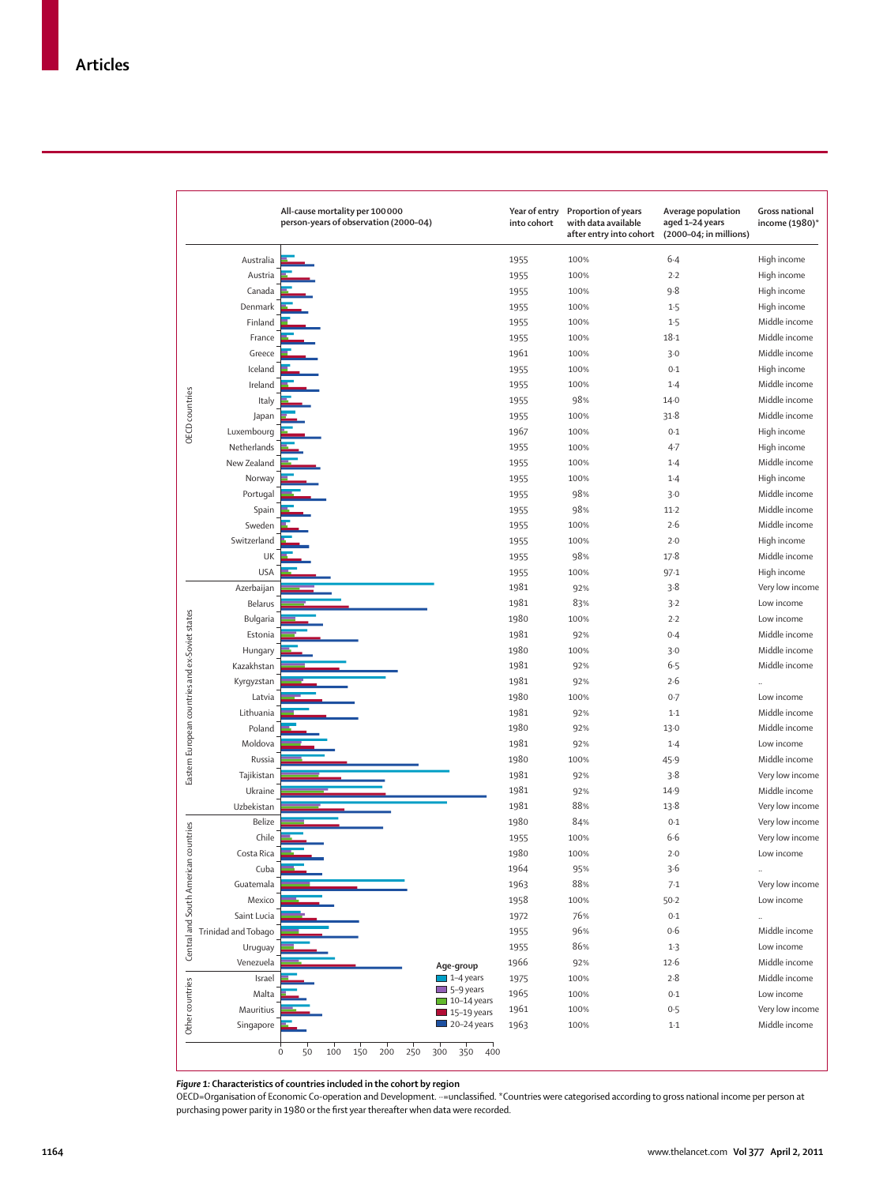| Region | Country | Year of entry into cohort | Proportion of years with data available after entry into cohort | Average population aged 1–24 years (2000–04; in millions) | Gross national income (1980)* |
|---|---|---|---|---|---|
| OECD countries | Australia | 1955 | 100% | 6·4 | High income |
| | Austria | 1955 | 100% | 2·2 | High income |
| | Canada | 1955 | 100% | 9·8 | High income |
| | Denmark | 1955 | 100% | 1·5 | High income |
| | Finland | 1955 | 100% | 1·5 | Middle income |
| | France | 1955 | 100% | 18·1 | Middle income |
| | Greece | 1961 | 100% | 3·0 | Middle income |
| | Iceland | 1955 | 100% | 0·1 | High income |
| | Ireland | 1955 | 100% | 1·4 | Middle income |
| | Italy | 1955 | 98% | 14·0 | Middle income |
| | Japan | 1955 | 100% | 31·8 | Middle income |
| | Luxembourg | 1967 | 100% | 0·1 | High income |
| | Netherlands | 1955 | 100% | 4·7 | High income |
| | New Zealand | 1955 | 100% | 1·4 | Middle income |
| | Norway | 1955 | 100% | 1·4 | High income |
| | Portugal | 1955 | 98% | 3·0 | Middle income |
| | Spain | 1955 | 98% | 11·2 | Middle income |
| | Sweden | 1955 | 100% | 2·6 | Middle income |
| | Switzerland | 1955 | 100% | 2·0 | High income |
| | UK | 1955 | 98% | 17·8 | Middle income |
| | USA | 1955 | 100% | 97·1 | High income |
| Eastern European countries and ex-Soviet states | Azerbaijan | 1981 | 92% | 3·8 | Very low income |
| | Belarus | 1981 | 83% | 3·2 | Low income |
| | Bulgaria | 1980 | 100% | 2·2 | Low income |
| | Estonia | 1981 | 92% | 0·4 | Middle income |
| | Hungary | 1980 | 100% | 3·0 | Middle income |
| | Kazakhstan | 1981 | 92% | 6·5 | Middle income |
| | Kyrgyzstan | 1981 | 92% | 2·6 | .. |
| | Latvia | 1980 | 100% | 0·7 | Low income |
| | Lithuania | 1981 | 92% | 1·1 | Middle income |
| | Poland | 1980 | 92% | 13·0 | Middle income |
| | Moldova | 1981 | 92% | 1·4 | Low income |
| | Russia | 1980 | 100% | 45·9 | Middle income |
| | Tajikistan | 1981 | 92% | 3·8 | Very low income |
| | Ukraine | 1981 | 92% | 14·9 | Middle income |
| | Uzbekistan | 1981 | 88% | 13·8 | Very low income |
| Central and South American countries | Belize | 1980 | 84% | 0·1 | Very low income |
| | Chile | 1955 | 100% | 6·6 | Very low income |
| | Costa Rica | 1980 | 100% | 2·0 | Low income |
| | Cuba | 1964 | 95% | 3·6 | .. |
| | Guatemala | 1963 | 88% | 7·1 | Very low income |
| | Mexico | 1958 | 100% | 50·2 | Low income |
| | Saint Lucia | 1972 | 76% | 0·1 | .. |
| | Trinidad and Tobago | 1955 | 96% | 0·6 | Middle income |
| | Uruguay | 1955 | 86% | 1·3 | Low income |
| | Venezuela | 1966 | 92% | 12·6 | Middle income |
| Other countries | Israel | 1975 | 100% | 2·8 | Middle income |
| | Malta | 1965 | 100% | 0·1 | Low income |
| | Mauritius | 1961 | 100% | 0·5 | Very low income |
| | Singapore | 1963 | 100% | 1·1 | Middle income |

All-cause mortality per 100 000 person-years of observation (2000–04) shown as bar chart by age-group (1–4 years, 5–9 years, 10–14 years, 15–19 years, 20–24 years); x-axis 0–400.

*Figure 1:* **Characteristics of countries included in the cohort by region**
OECD=Organisation of Economic Co-operation and Development. ··=unclassified. *Countries were categorised according to gross national income per person at purchasing power parity in 1980 or the first year thereafter when data were recorded.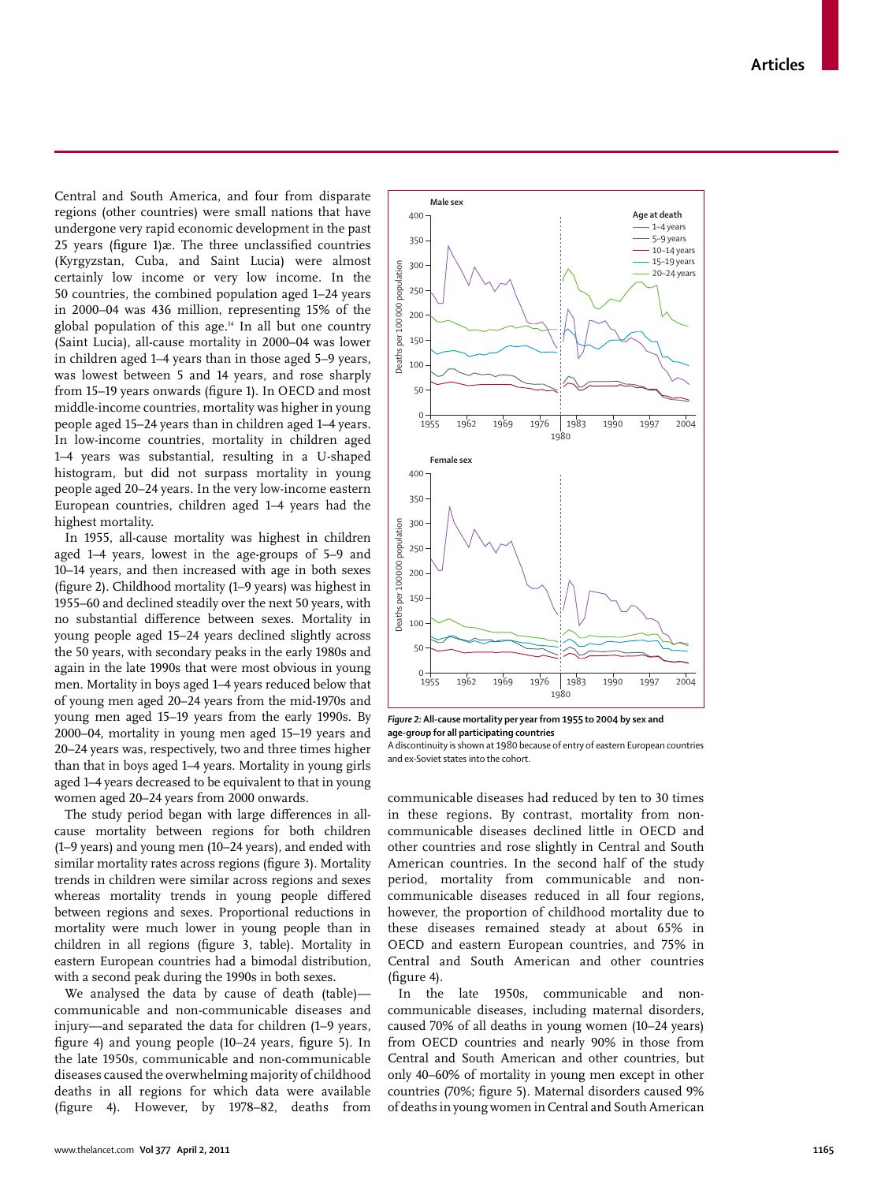Central and South America, and four from disparate regions (other countries) were small nations that have undergone very rapid economic development in the past 25 years (figure 1)æ. The three unclassified countries (Kyrgyzstan, Cuba, and Saint Lucia) were almost certainly low income or very low income. In the 50 countries, the combined population aged 1–24 years in 2000–04 was 436 million, representing 15% of the global population of this age.[14] In all but one country (Saint Lucia), all-cause mortality in 2000–04 was lower in children aged 1–4 years than in those aged 5–9 years, was lowest between 5 and 14 years, and rose sharply from 15–19 years onwards (figure 1). In OECD and most middle-income countries, mortality was higher in young people aged 15–24 years than in children aged 1–4 years. In low-income countries, mortality in children aged 1–4 years was substantial, resulting in a U-shaped histogram, but did not surpass mortality in young people aged 20–24 years. In the very low-income eastern European countries, children aged 1–4 years had the highest mortality.

In 1955, all-cause mortality was highest in children aged 1–4 years, lowest in the age-groups of 5–9 and 10–14 years, and then increased with age in both sexes (figure 2). Childhood mortality (1–9 years) was highest in 1955–60 and declined steadily over the next 50 years, with no substantial difference between sexes. Mortality in young people aged 15–24 years declined slightly across the 50 years, with secondary peaks in the early 1980s and again in the late 1990s that were most obvious in young men. Mortality in boys aged 1–4 years reduced below that of young men aged 20–24 years from the mid-1970s and young men aged 15–19 years from the early 1990s. By 2000–04, mortality in young men aged 15–19 years and 20–24 years was, respectively, two and three times higher than that in boys aged 1–4 years. Mortality in young girls aged 1–4 years decreased to be equivalent to that in young women aged 20–24 years from 2000 onwards.

The study period began with large differences in all-cause mortality between regions for both children (1–9 years) and young men (10–24 years), and ended with similar mortality rates across regions (figure 3). Mortality trends in children were similar across regions and sexes whereas mortality trends in young people differed between regions and sexes. Proportional reductions in mortality were much lower in young people than in children in all regions (figure 3, table). Mortality in eastern European countries had a bimodal distribution, with a second peak during the 1990s in both sexes.

We analysed the data by cause of death (table)—communicable and non-communicable diseases and injury—and separated the data for children (1–9 years, figure 4) and young people (10–24 years, figure 5). In the late 1950s, communicable and non-communicable diseases caused the overwhelming majority of childhood deaths in all regions for which data were available (figure 4). However, by 1978–82, deaths from communicable diseases had reduced by ten to 30 times in these regions. By contrast, mortality from non-communicable diseases declined little in OECD and other countries and rose slightly in Central and South American countries. In the second half of the study period, mortality from communicable and non-communicable diseases reduced in all four regions, however, the proportion of childhood mortality due to these diseases remained steady at about 65% in OECD and eastern European countries, and 75% in Central and South American and other countries (figure 4).

In the late 1950s, communicable and non-communicable diseases, including maternal disorders, caused 70% of all deaths in young women (10–24 years) from OECD countries and nearly 90% in those from Central and South American and other countries, but only 40–60% of mortality in young men except in other countries (70%; figure 5). Maternal disorders caused 9% of deaths in young women in Central and South American

*Figure 2:* **All-cause mortality per year from 1955 to 2004 by sex and age-group for all participating countries**
A discontinuity is shown at 1980 because of entry of eastern European countries and ex-Soviet states into the cohort.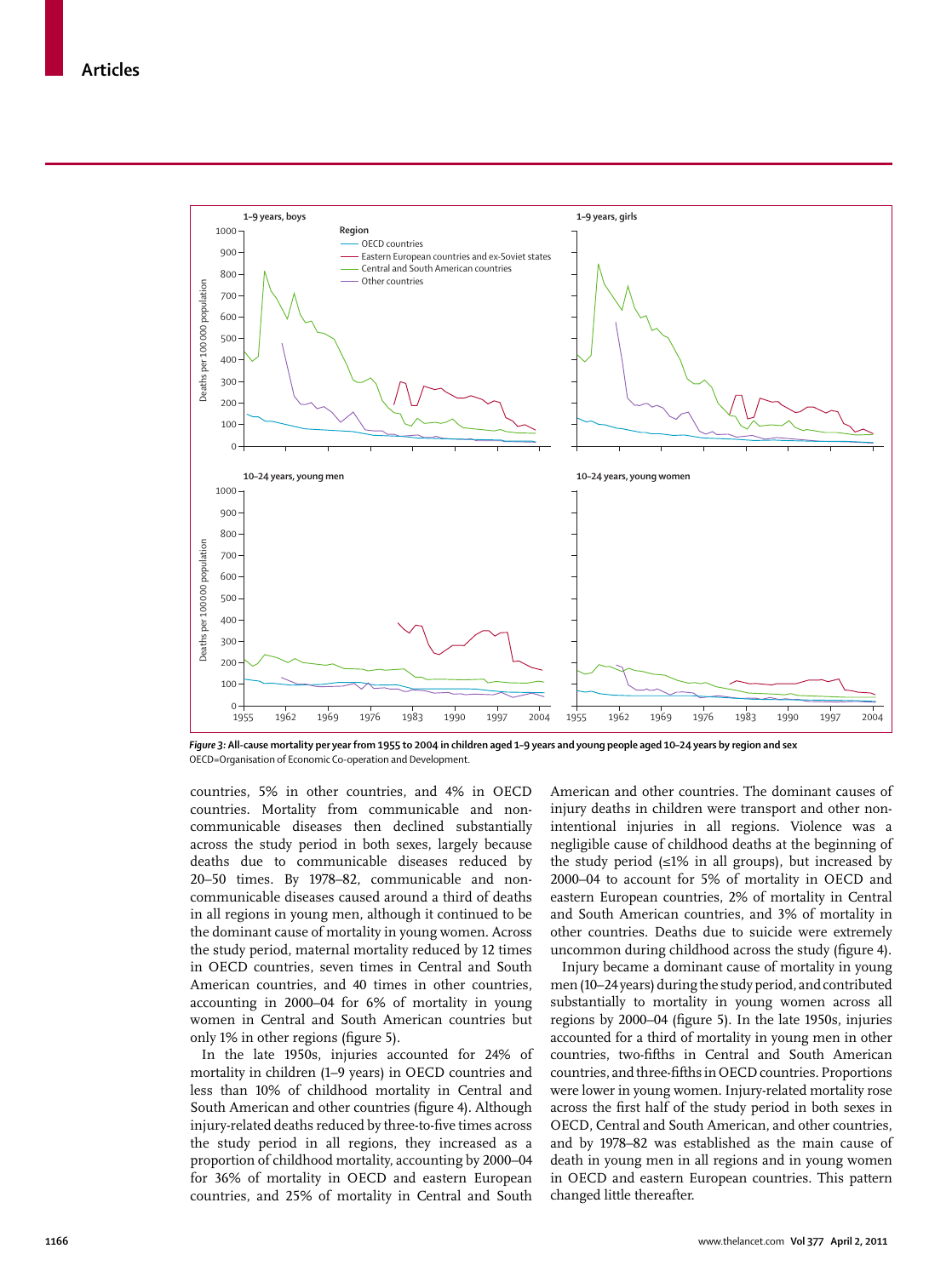*Figure 3*: **All-cause mortality per year from 1955 to 2004 in children aged 1–9 years and young people aged 10–24 years by region and sex**
OECD=Organisation of Economic Co-operation and Development.

countries, 5% in other countries, and 4% in OECD countries. Mortality from communicable and non-communicable diseases then declined substantially across the study period in both sexes, largely because deaths due to communicable diseases reduced by 20–50 times. By 1978–82, communicable and non-communicable diseases caused around a third of deaths in all regions in young men, although it continued to be the dominant cause of mortality in young women. Across the study period, maternal mortality reduced by 12 times in OECD countries, seven times in Central and South American countries, and 40 times in other countries, accounting in 2000–04 for 6% of mortality in young women in Central and South American countries but only 1% in other regions (figure 5).

In the late 1950s, injuries accounted for 24% of mortality in children (1–9 years) in OECD countries and less than 10% of childhood mortality in Central and South American and other countries (figure 4). Although injury-related deaths reduced by three-to-five times across the study period in all regions, they increased as a proportion of childhood mortality, accounting by 2000–04 for 36% of mortality in OECD and eastern European countries, and 25% of mortality in Central and South American and other countries. The dominant causes of injury deaths in children were transport and other non-intentional injuries in all regions. Violence was a negligible cause of childhood deaths at the beginning of the study period (≤1% in all groups), but increased by 2000–04 to account for 5% of mortality in OECD and eastern European countries, 2% of mortality in Central and South American countries, and 3% of mortality in other countries. Deaths due to suicide were extremely uncommon during childhood across the study (figure 4).

Injury became a dominant cause of mortality in young men (10–24 years) during the study period, and contributed substantially to mortality in young women across all regions by 2000–04 (figure 5). In the late 1950s, injuries accounted for a third of mortality in young men in other countries, two-fifths in Central and South American countries, and three-fifths in OECD countries. Proportions were lower in young women. Injury-related mortality rose across the first half of the study period in both sexes in OECD, Central and South American, and other countries, and by 1978–82 was established as the main cause of death in young men in all regions and in young women in OECD and eastern European countries. This pattern changed little thereafter.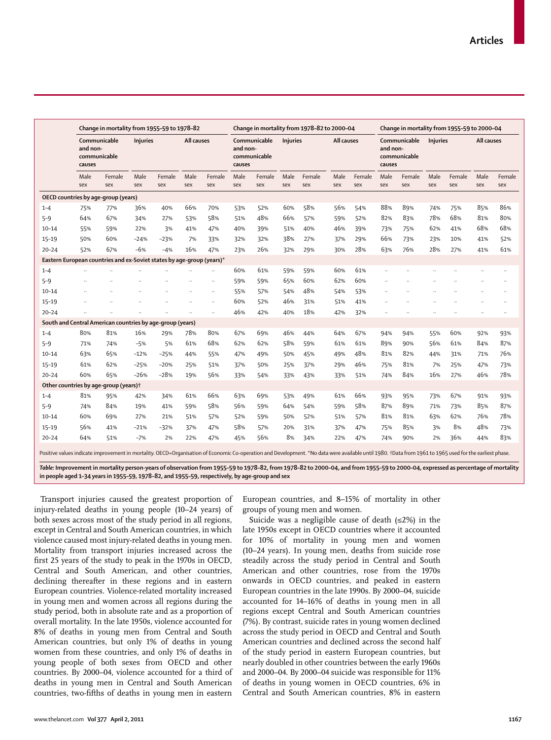| | Change in mortality from 1955–59 to 1978–82 | | | | | | Change in mortality from 1978–82 to 2000–04 | | | | | | Change in mortality from 1955–59 to 2000–04 | | | | | |
|---|---|---|---|---|---|---|---|---|---|---|---|---|---|---|---|---|---|---|
| | Communicable and non-communicable causes | | Injuries | | All causes | | Communicable and non-communicable causes | | Injuries | | All causes | | Communicable and non-communicable causes | | Injuries | | All causes | |
| | Male sex | Female sex | Male sex | Female sex | Male sex | Female sex | Male sex | Female sex | Male sex | Female sex | Male sex | Female sex | Male sex | Female sex | Male sex | Female sex | Male sex | Female sex |
| **OECD countries by age-group (years)** | | | | | | | | | | | | | | | | | | |
| 1–4 | 75% | 77% | 36% | 40% | 66% | 70% | 53% | 52% | 60% | 58% | 56% | 54% | 88% | 89% | 74% | 75% | 85% | 86% |
| 5–9 | 64% | 67% | 34% | 27% | 53% | 58% | 51% | 48% | 66% | 57% | 59% | 52% | 82% | 83% | 78% | 68% | 81% | 80% |
| 10–14 | 55% | 59% | 22% | 3% | 41% | 47% | 40% | 39% | 51% | 40% | 46% | 39% | 73% | 75% | 62% | 41% | 68% | 68% |
| 15–19 | 50% | 60% | –24% | –23% | 7% | 33% | 32% | 32% | 38% | 27% | 37% | 29% | 66% | 73% | 23% | 10% | 41% | 52% |
| 20–24 | 52% | 67% | –6% | –4% | 16% | 47% | 23% | 26% | 32% | 29% | 30% | 28% | 63% | 76% | 28% | 27% | 41% | 61% |
| **Eastern European countries and ex-Soviet states by age-group (years)*** | | | | | | | | | | | | | | | | | | |
| 1–4 | .. | .. | .. | .. | .. | .. | 60% | 61% | 59% | 59% | 60% | 61% | .. | .. | .. | .. | .. | .. |
| 5–9 | .. | .. | .. | .. | .. | .. | 59% | 59% | 65% | 60% | 62% | 60% | .. | .. | .. | .. | .. | .. |
| 10–14 | .. | .. | .. | .. | .. | .. | 55% | 57% | 54% | 48% | 54% | 53% | .. | .. | .. | .. | .. | .. |
| 15–19 | .. | .. | .. | .. | .. | .. | 60% | 52% | 46% | 31% | 51% | 41% | .. | .. | .. | .. | .. | .. |
| 20–24 | .. | .. | .. | .. | .. | .. | 46% | 42% | 40% | 18% | 42% | 32% | .. | .. | .. | .. | .. | .. |
| **South and Central American countries by age-group (years)** | | | | | | | | | | | | | | | | | | |
| 1–4 | 80% | 81% | 16% | 29% | 78% | 80% | 67% | 69% | 46% | 44% | 64% | 67% | 94% | 94% | 55% | 60% | 92% | 93% |
| 5–9 | 71% | 74% | –5% | 5% | 61% | 68% | 62% | 62% | 58% | 59% | 61% | 61% | 89% | 90% | 56% | 61% | 84% | 87% |
| 10–14 | 63% | 65% | –12% | –25% | 44% | 55% | 47% | 49% | 50% | 45% | 49% | 48% | 81% | 82% | 44% | 31% | 71% | 76% |
| 15–19 | 61% | 62% | –25% | –20% | 25% | 51% | 37% | 50% | 25% | 37% | 29% | 46% | 75% | 81% | 7% | 25% | 47% | 73% |
| 20–24 | 60% | 65% | –26% | –28% | 19% | 56% | 33% | 54% | 33% | 43% | 33% | 51% | 74% | 84% | 16% | 27% | 46% | 78% |
| **Other countries by age-group (years)†** | | | | | | | | | | | | | | | | | | |
| 1–4 | 81% | 95% | 42% | 34% | 61% | 66% | 63% | 69% | 53% | 49% | 61% | 66% | 93% | 95% | 73% | 67% | 91% | 93% |
| 5–9 | 74% | 84% | 19% | 41% | 59% | 58% | 56% | 59% | 64% | 54% | 59% | 58% | 87% | 89% | 71% | 73% | 85% | 87% |
| 10–14 | 60% | 69% | 27% | 21% | 51% | 57% | 52% | 59% | 50% | 52% | 51% | 57% | 81% | 81% | 63% | 62% | 76% | 78% |
| 15–19 | 56% | 41% | –21% | –32% | 37% | 47% | 58% | 57% | 20% | 31% | 37% | 47% | 75% | 85% | 3% | 8% | 48% | 73% |
| 20–24 | 64% | 51% | –7% | 2% | 22% | 47% | 45% | 56% | 8% | 34% | 22% | 47% | 74% | 90% | 2% | 36% | 44% | 83% |

Positive values indicate improvement in mortality. OECD=Organisation of Economic Co-operation and Development. *No data were available until 1980. †Data from 1961 to 1965 used for the earliest phase.

*Table:* **Improvement in mortality person-years of observation from 1955–59 to 1978–82, from 1978–82 to 2000–04, and from 1955–59 to 2000–04, expressed as percentage of mortality in people aged 1–34 years in 1955–59, 1978–82, and 1955–59, respectively, by age-group and sex**

Transport injuries caused the greatest proportion of injury-related deaths in young people (10–24 years) of both sexes across most of the study period in all regions, except in Central and South American countries, in which violence caused most injury-related deaths in young men. Mortality from transport injuries increased across the first 25 years of the study to peak in the 1970s in OECD, Central and South American, and other countries, declining thereafter in these regions and in eastern European countries. Violence-related mortality increased in young men and women across all regions during the study period, both in absolute rate and as a proportion of overall mortality. In the late 1950s, violence accounted for 8% of deaths in young men from Central and South American countries, but only 1% of deaths in young women from these countries, and only 1% of deaths in young people of both sexes from OECD and other countries. By 2000–04, violence accounted for a third of deaths in young men in Central and South American countries, two-fifths of deaths in young men in eastern European countries, and 8–15% of mortality in other groups of young men and women.

Suicide was a negligible cause of death (≤2%) in the late 1950s except in OECD countries where it accounted for 10% of mortality in young men and women (10–24 years). In young men, deaths from suicide rose steadily across the study period in Central and South American and other countries, rose from the 1970s onwards in OECD countries, and peaked in eastern European countries in the late 1990s. By 2000–04, suicide accounted for 14–16% of deaths in young men in all regions except Central and South American countries (7%). By contrast, suicide rates in young women declined across the study period in OECD and Central and South American countries and declined across the second half of the study period in eastern European countries, but nearly doubled in other countries between the early 1960s and 2000–04. By 2000–04 suicide was responsible for 11% of deaths in young women in OECD countries, 6% in Central and South American countries, 8% in eastern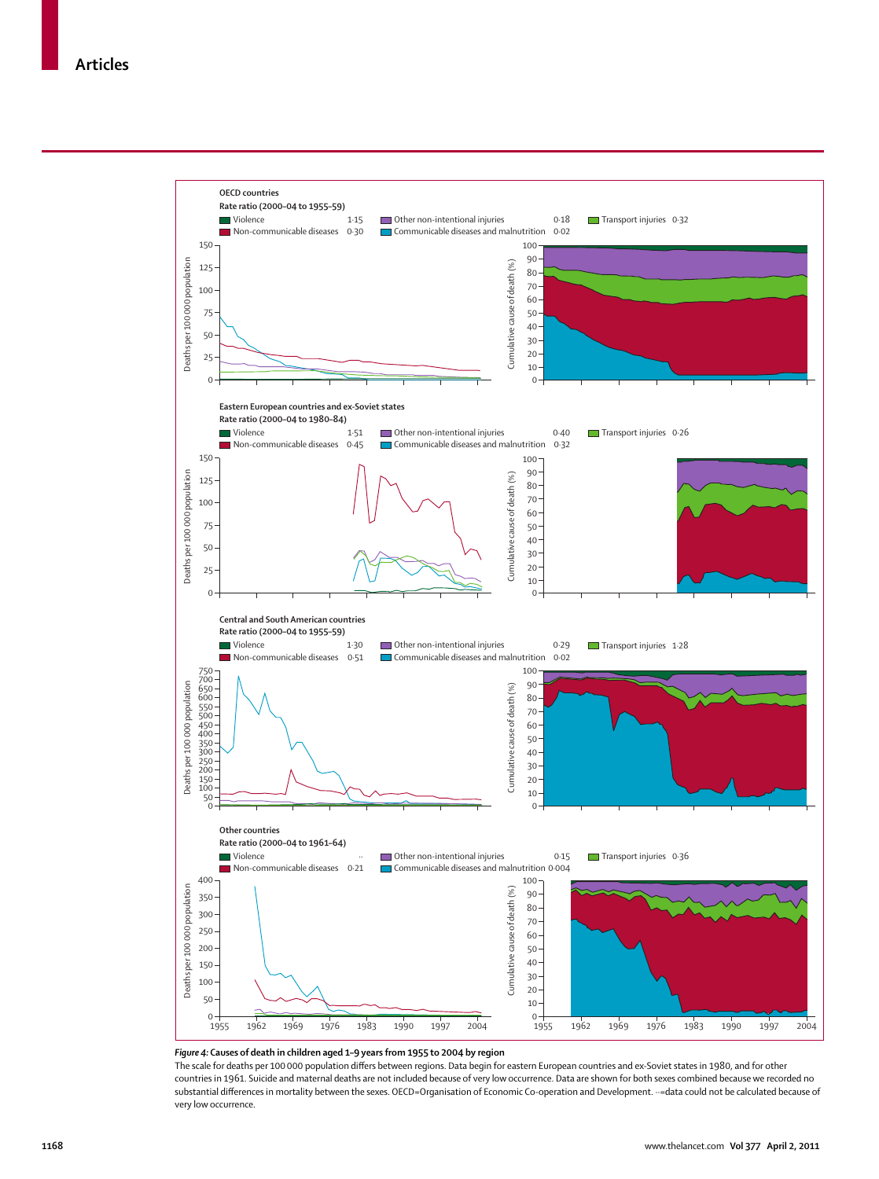## Articles

**OECD countries**
Rate ratio (2000–04 to 1955–59)

| | | | |
|---|---|---|---|
| Violence | 1·15 | Other non-intentional injuries | 0·18 |
| Non-communicable diseases | 0·30 | Communicable diseases and malnutrition | 0·02 |
| Transport injuries | 0·32 | | |

**Eastern European countries and ex-Soviet states**
Rate ratio (2000–04 to 1980–84)

| | | | |
|---|---|---|---|
| Violence | 1·51 | Other non-intentional injuries | 0·40 |
| Non-communicable diseases | 0·45 | Communicable diseases and malnutrition | 0·32 |
| Transport injuries | 0·26 | | |

**Central and South American countries**
Rate ratio (2000–04 to 1955–59)

| | | | |
|---|---|---|---|
| Violence | 1·30 | Other non-intentional injuries | 0·29 |
| Non-communicable diseases | 0·51 | Communicable diseases and malnutrition | 0·02 |
| Transport injuries | 1·28 | | |

**Other countries**
Rate ratio (2000–04 to 1961–64)

| | | | |
|---|---|---|---|
| Violence | ·· | Other non-intentional injuries | 0·15 |
| Non-communicable diseases | 0·21 | Communicable diseases and malnutrition | 0·004 |
| Transport injuries | 0·36 | | |

*Figure 4:* **Causes of death in children aged 1–9 years from 1955 to 2004 by region**

The scale for deaths per 100 000 population differs between regions. Data begin for eastern European countries and ex-Soviet states in 1980, and for other countries in 1961. Suicide and maternal deaths are not included because of very low occurrence. Data are shown for both sexes combined because we recorded no substantial differences in mortality between the sexes. OECD=Organisation of Economic Co-operation and Development. ··=data could not be calculated because of very low occurrence.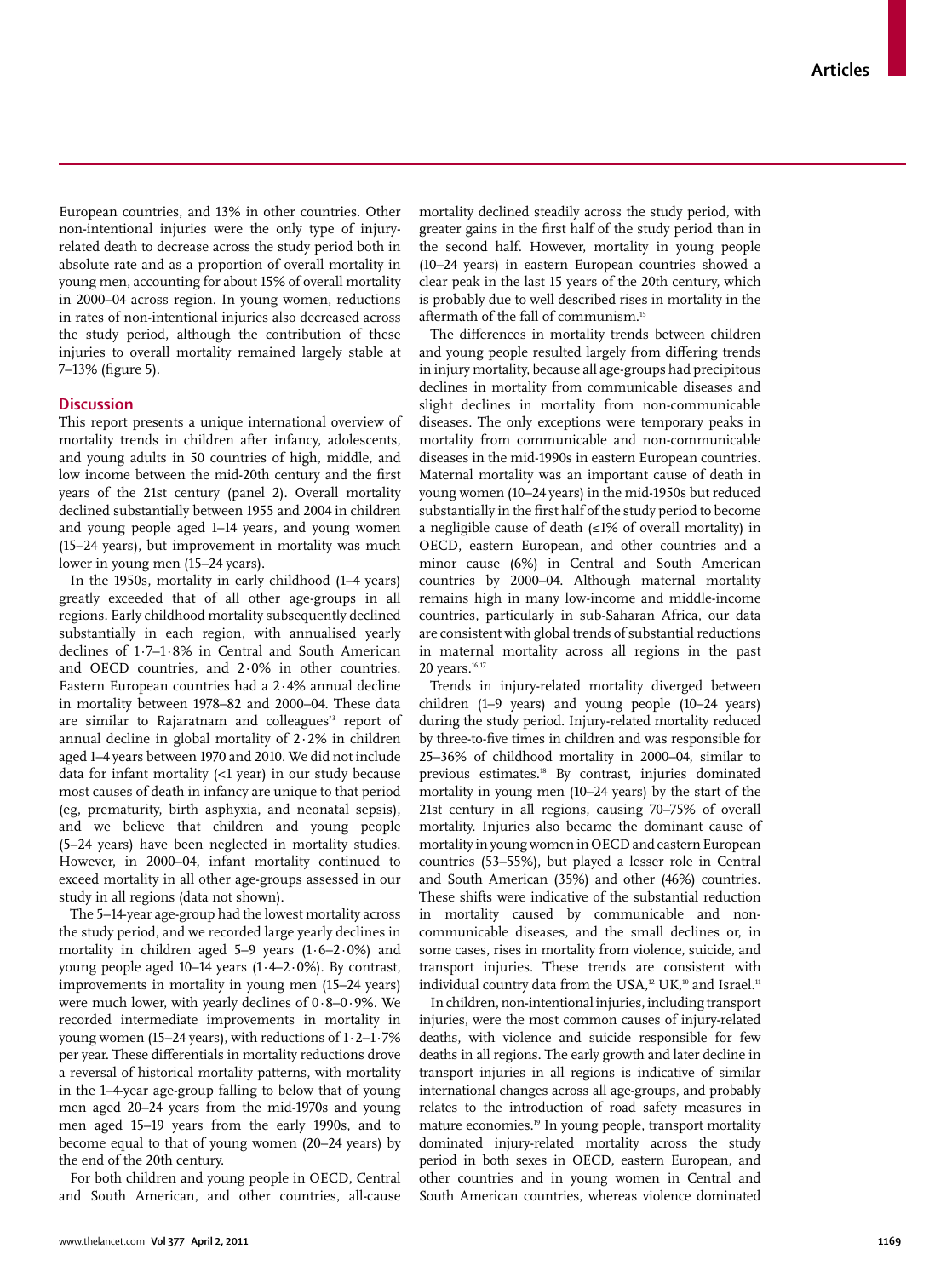European countries, and 13% in other countries. Other non-intentional injuries were the only type of injury-related death to decrease across the study period both in absolute rate and as a proportion of overall mortality in young men, accounting for about 15% of overall mortality in 2000–04 across region. In young women, reductions in rates of non-intentional injuries also decreased across the study period, although the contribution of these injuries to overall mortality remained largely stable at 7–13% (figure 5).

## Discussion

This report presents a unique international overview of mortality trends in children after infancy, adolescents, and young adults in 50 countries of high, middle, and low income between the mid-20th century and the first years of the 21st century (panel 2). Overall mortality declined substantially between 1955 and 2004 in children and young people aged 1–14 years, and young women (15–24 years), but improvement in mortality was much lower in young men (15–24 years).

In the 1950s, mortality in early childhood (1–4 years) greatly exceeded that of all other age-groups in all regions. Early childhood mortality subsequently declined substantially in each region, with annualised yearly declines of 1·7–1·8% in Central and South American and OECD countries, and 2·0% in other countries. Eastern European countries had a 2·4% annual decline in mortality between 1978–82 and 2000–04. These data are similar to Rajaratnam and colleagues'[3] report of annual decline in global mortality of 2·2% in children aged 1–4 years between 1970 and 2010. We did not include data for infant mortality (<1 year) in our study because most causes of death in infancy are unique to that period (eg, prematurity, birth asphyxia, and neonatal sepsis), and we believe that children and young people (5–24 years) have been neglected in mortality studies. However, in 2000–04, infant mortality continued to exceed mortality in all other age-groups assessed in our study in all regions (data not shown).

The 5–14-year age-group had the lowest mortality across the study period, and we recorded large yearly declines in mortality in children aged 5–9 years (1·6–2·0%) and young people aged 10–14 years (1·4–2·0%). By contrast, improvements in mortality in young men (15–24 years) were much lower, with yearly declines of 0·8–0·9%. We recorded intermediate improvements in mortality in young women (15–24 years), with reductions of 1·2–1·7% per year. These differentials in mortality reductions drove a reversal of historical mortality patterns, with mortality in the 1–4-year age-group falling to below that of young men aged 20–24 years from the mid-1970s and young men aged 15–19 years from the early 1990s, and to become equal to that of young women (20–24 years) by the end of the 20th century.

For both children and young people in OECD, Central and South American, and other countries, all-cause mortality declined steadily across the study period, with greater gains in the first half of the study period than in the second half. However, mortality in young people (10–24 years) in eastern European countries showed a clear peak in the last 15 years of the 20th century, which is probably due to well described rises in mortality in the aftermath of the fall of communism.[15]

The differences in mortality trends between children and young people resulted largely from differing trends in injury mortality, because all age-groups had precipitous declines in mortality from communicable diseases and slight declines in mortality from non-communicable diseases. The only exceptions were temporary peaks in mortality from communicable and non-communicable diseases in the mid-1990s in eastern European countries. Maternal mortality was an important cause of death in young women (10–24 years) in the mid-1950s but reduced substantially in the first half of the study period to become a negligible cause of death (≤1% of overall mortality) in OECD, eastern European, and other countries and a minor cause (6%) in Central and South American countries by 2000–04. Although maternal mortality remains high in many low-income and middle-income countries, particularly in sub-Saharan Africa, our data are consistent with global trends of substantial reductions in maternal mortality across all regions in the past 20 years.[16,17]

Trends in injury-related mortality diverged between children (1–9 years) and young people (10–24 years) during the study period. Injury-related mortality reduced by three-to-five times in children and was responsible for 25–36% of childhood mortality in 2000–04, similar to previous estimates.[18] By contrast, injuries dominated mortality in young men (10–24 years) by the start of the 21st century in all regions, causing 70–75% of overall mortality. Injuries also became the dominant cause of mortality in young women in OECD and eastern European countries (53–55%), but played a lesser role in Central and South American (35%) and other (46%) countries. These shifts were indicative of the substantial reduction in mortality caused by communicable and non-communicable diseases, and the small declines or, in some cases, rises in mortality from violence, suicide, and transport injuries. These trends are consistent with individual country data from the USA,[12] UK,[10] and Israel.[11]

In children, non-intentional injuries, including transport injuries, were the most common causes of injury-related deaths, with violence and suicide responsible for few deaths in all regions. The early growth and later decline in transport injuries in all regions is indicative of similar international changes across all age-groups, and probably relates to the introduction of road safety measures in mature economies.[19] In young people, transport mortality dominated injury-related mortality across the study period in both sexes in OECD, eastern European, and other countries and in young women in Central and South American countries, whereas violence dominated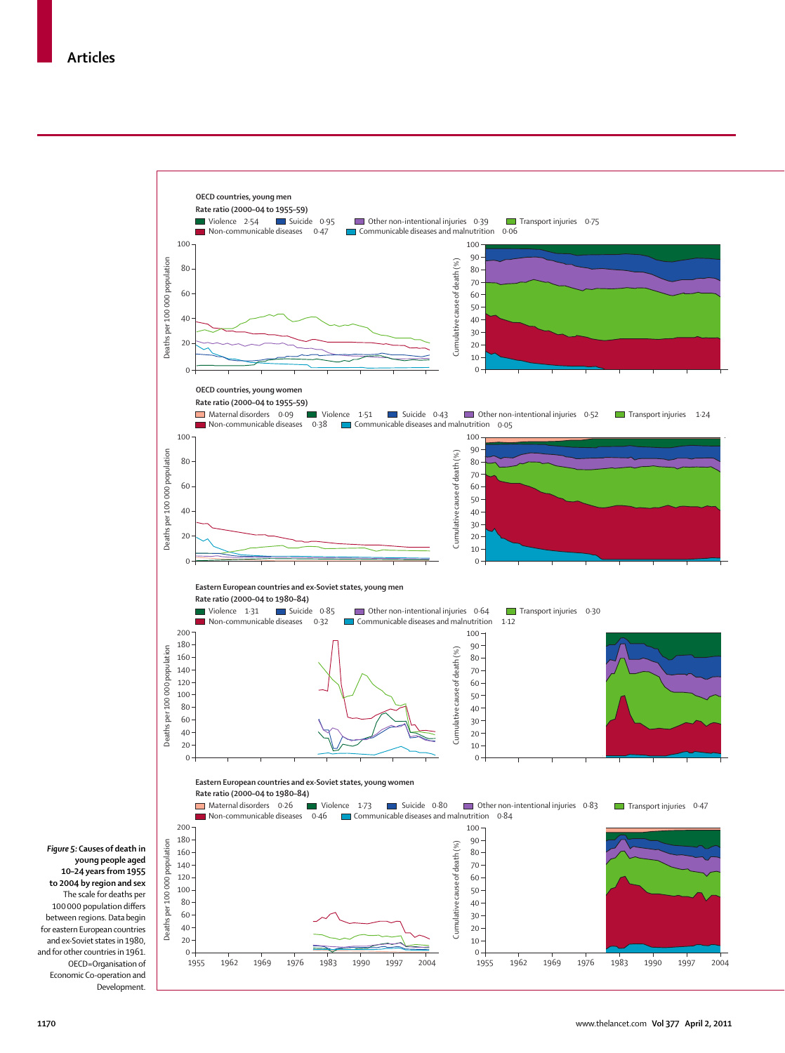OECD countries, young men

Rate ratio (2000–04 to 1955–59)

Violence 2·54 | Suicide 0·95 | Other non-intentional injuries 0·39 | Transport injuries 0·75 | Non-communicable diseases 0·47 | Communicable diseases and malnutrition 0·06

OECD countries, young women

Rate ratio (2000–04 to 1955–59)

Maternal disorders 0·09 | Violence 1·51 | Suicide 0·43 | Other non-intentional injuries 0·52 | Transport injuries 1·24 | Non-communicable diseases 0·38 | Communicable diseases and malnutrition 0·05

Eastern European countries and ex-Soviet states, young men

Rate ratio (2000–04 to 1980–84)

Violence 1·31 | Suicide 0·85 | Other non-intentional injuries 0·64 | Transport injuries 0·30 | Non-communicable diseases 0·32 | Communicable diseases and malnutrition 1·12

Eastern European countries and ex-Soviet states, young women

Rate ratio (2000–04 to 1980–84)

Maternal disorders 0·26 | Violence 1·73 | Suicide 0·80 | Other non-intentional injuries 0·83 | Transport injuries 0·47 | Non-communicable diseases 0·46 | Communicable diseases and malnutrition 0·84

*Figure 5:* **Causes of death in young people aged 10–24 years from 1955 to 2004 by region and sex**

The scale for deaths per 100 000 population differs between regions. Data begin for eastern European countries and ex-Soviet states in 1980, and for other countries in 1961. OECD=Organisation of Economic Co-operation and Development.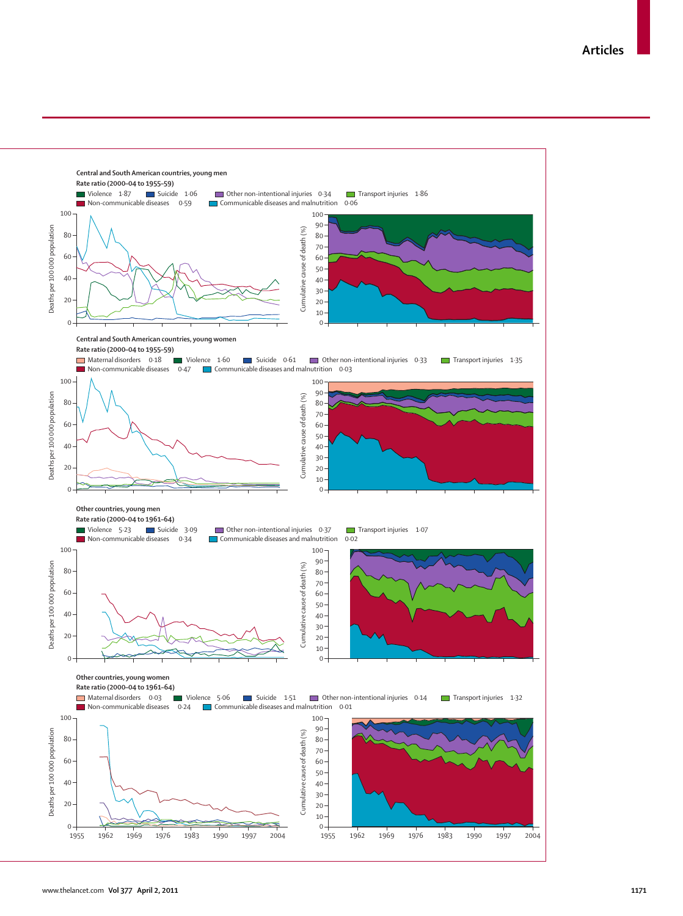**Central and South American countries, young men**

**Rate ratio (2000–04 to 1955–59)**

Violence 1·87 | Suicide 1·06 | Other non-intentional injuries 0·34 | Transport injuries 1·86 | Non-communicable diseases 0·59 | Communicable diseases and malnutrition 0·06

**Central and South American countries, young women**

**Rate ratio (2000–04 to 1955–59)**

Maternal disorders 0·18 | Violence 1·60 | Suicide 0·61 | Other non-intentional injuries 0·33 | Transport injuries 1·35 | Non-communicable diseases 0·47 | Communicable diseases and malnutrition 0·03

**Other countries, young men**

**Rate ratio (2000–04 to 1961–64)**

Violence 5·23 | Suicide 3·09 | Other non-intentional injuries 0·37 | Transport injuries 1·07 | Non-communicable diseases 0·34 | Communicable diseases and malnutrition 0·02

**Other countries, young women**

**Rate ratio (2000–04 to 1961–64)**

Maternal disorders 0·03 | Violence 5·06 | Suicide 1·51 | Other non-intentional injuries 0·14 | Transport injuries 1·32 | Non-communicable diseases 0·24 | Communicable diseases and malnutrition 0·01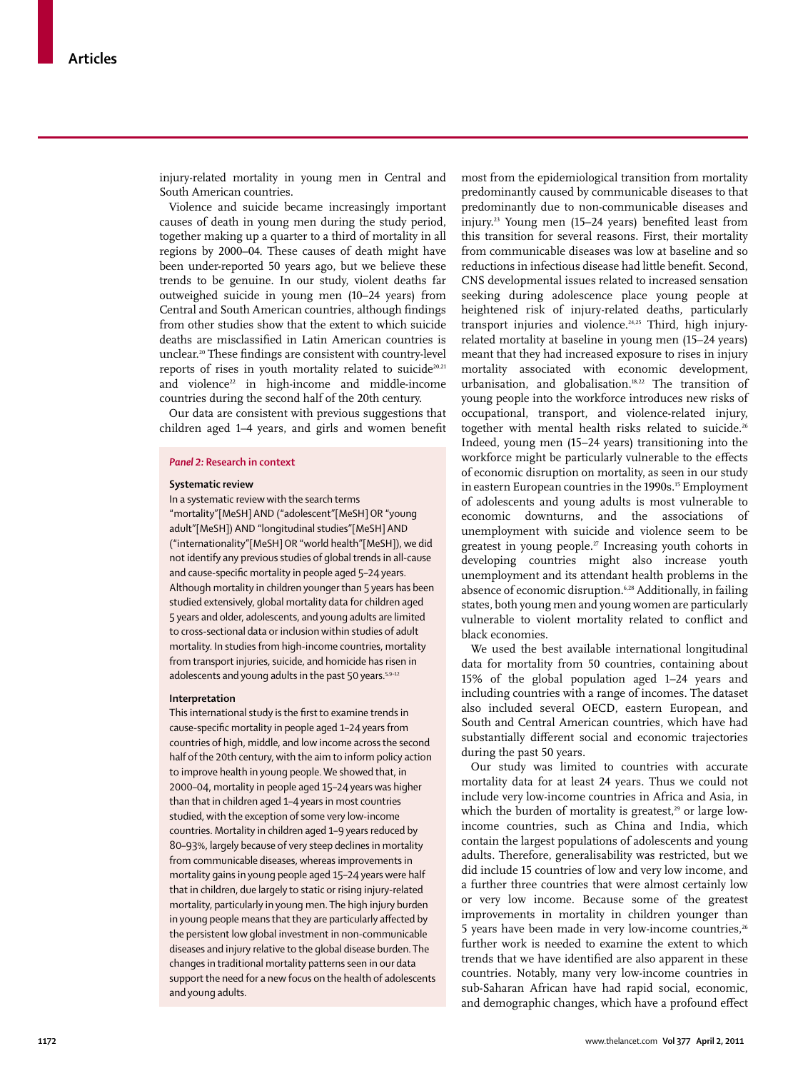injury-related mortality in young men in Central and South American countries.

Violence and suicide became increasingly important causes of death in young men during the study period, together making up a quarter to a third of mortality in all regions by 2000–04. These causes of death might have been under-reported 50 years ago, but we believe these trends to be genuine. In our study, violent deaths far outweighed suicide in young men (10–24 years) from Central and South American countries, although findings from other studies show that the extent to which suicide deaths are misclassified in Latin American countries is unclear.[20] These findings are consistent with country-level reports of rises in youth mortality related to suicide[20,21] and violence[22] in high-income and middle-income countries during the second half of the 20th century.

Our data are consistent with previous suggestions that children aged 1–4 years, and girls and women benefit most from the epidemiological transition from mortality predominantly caused by communicable diseases to that predominantly due to non-communicable diseases and injury.[23] Young men (15–24 years) benefited least from this transition for several reasons. First, their mortality from communicable diseases was low at baseline and so reductions in infectious disease had little benefit. Second, CNS developmental issues related to increased sensation seeking during adolescence place young people at heightened risk of injury-related deaths, particularly transport injuries and violence.[24,25] Third, high injury-related mortality at baseline in young men (15–24 years) meant that they had increased exposure to rises in injury mortality associated with economic development, urbanisation, and globalisation.[18,22] The transition of young people into the workforce introduces new risks of occupational, transport, and violence-related injury, together with mental health risks related to suicide.[26] Indeed, young men (15–24 years) transitioning into the workforce might be particularly vulnerable to the effects of economic disruption on mortality, as seen in our study in eastern European countries in the 1990s.[15] Employment of adolescents and young adults is most vulnerable to economic downturns, and the associations of unemployment with suicide and violence seem to be greatest in young people.[27] Increasing youth cohorts in developing countries might also increase youth unemployment and its attendant health problems in the absence of economic disruption.[6,28] Additionally, in failing states, both young men and young women are particularly vulnerable to violent mortality related to conflict and black economies.

We used the best available international longitudinal data for mortality from 50 countries, containing about 15% of the global population aged 1–24 years and including countries with a range of incomes. The dataset also included several OECD, eastern European, and South and Central American countries, which have had substantially different social and economic trajectories during the past 50 years.

Our study was limited to countries with accurate mortality data for at least 24 years. Thus we could not include very low-income countries in Africa and Asia, in which the burden of mortality is greatest,[29] or large low-income countries, such as China and India, which contain the largest populations of adolescents and young adults. Therefore, generalisability was restricted, but we did include 15 countries of low and very low income, and a further three countries that were almost certainly low or very low income. Because some of the greatest improvements in mortality in children younger than 5 years have been made in very low-income countries,[26] further work is needed to examine the extent to which trends that we have identified are also apparent in these countries. Notably, many very low-income countries in sub-Saharan African have had rapid social, economic, and demographic changes, which have a profound effect

> ***Panel 2:* Research in context**
>
> **Systematic review**
>
> In a systematic review with the search terms "mortality"[MeSH] AND ("adolescent"[MeSH] OR "young adult"[MeSH]) AND "longitudinal studies"[MeSH] AND ("internationality"[MeSH] OR "world health"[MeSH]), we did not identify any previous studies of global trends in all-cause and cause-specific mortality in people aged 5–24 years. Although mortality in children younger than 5 years has been studied extensively, global mortality data for children aged 5 years and older, adolescents, and young adults are limited to cross-sectional data or inclusion within studies of adult mortality. In studies from high-income countries, mortality from transport injuries, suicide, and homicide has risen in adolescents and young adults in the past 50 years.[5,9–12]
>
> **Interpretation**
>
> This international study is the first to examine trends in cause-specific mortality in people aged 1–24 years from countries of high, middle, and low income across the second half of the 20th century, with the aim to inform policy action to improve health in young people. We showed that, in 2000–04, mortality in people aged 15–24 years was higher than that in children aged 1–4 years in most countries studied, with the exception of some very low-income countries. Mortality in children aged 1–9 years reduced by 80–93%, largely because of very steep declines in mortality from communicable diseases, whereas improvements in mortality gains in young people aged 15–24 years were half that in children, due largely to static or rising injury-related mortality, particularly in young men. The high injury burden in young people means that they are particularly affected by the persistent low global investment in non-communicable diseases and injury relative to the global disease burden. The changes in traditional mortality patterns seen in our data support the need for a new focus on the health of adolescents and young adults.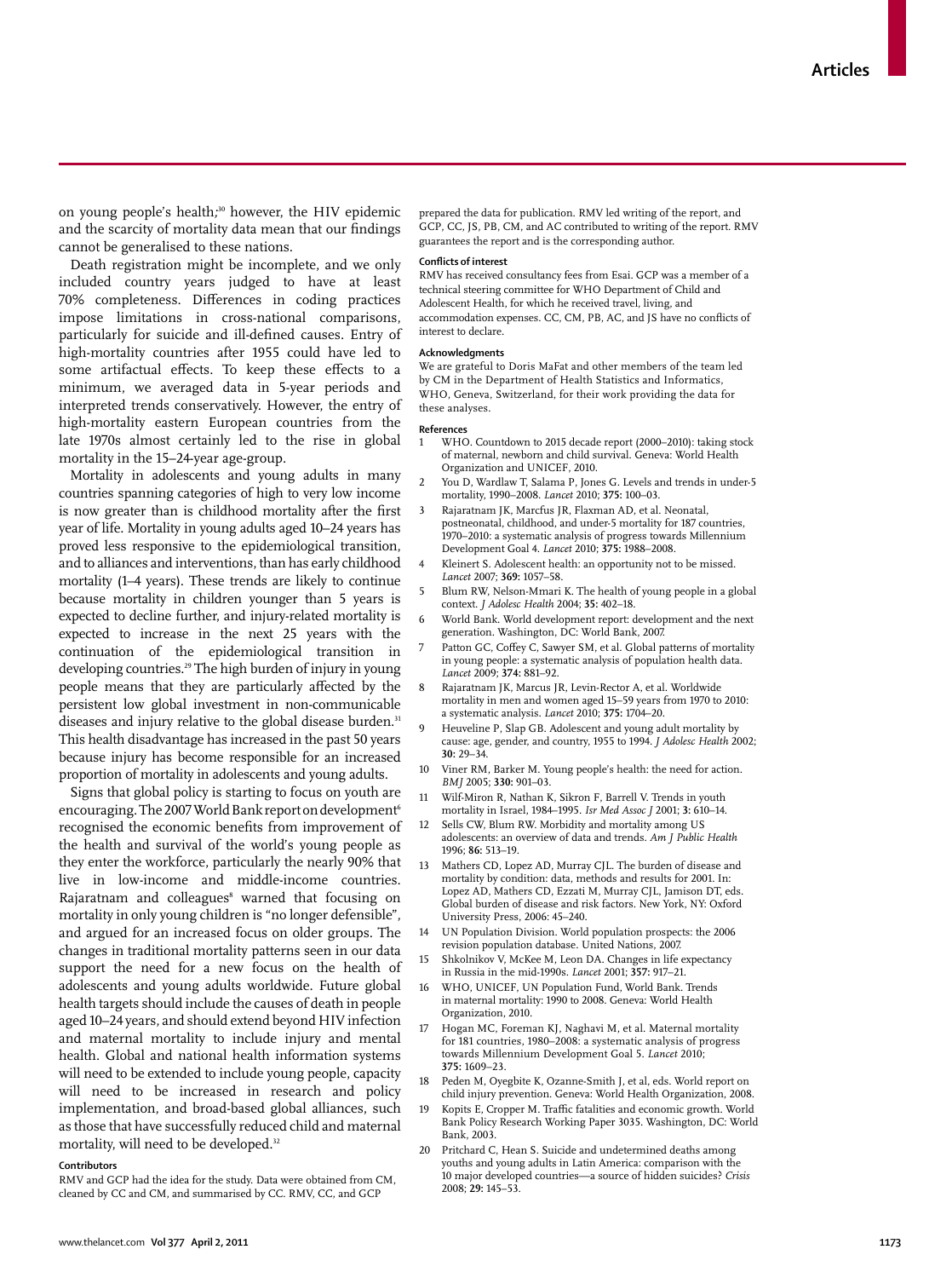on young people's health;[30] however, the HIV epidemic and the scarcity of mortality data mean that our findings cannot be generalised to these nations.

Death registration might be incomplete, and we only included country years judged to have at least 70% completeness. Differences in coding practices impose limitations in cross-national comparisons, particularly for suicide and ill-defined causes. Entry of high-mortality countries after 1955 could have led to some artifactual effects. To keep these effects to a minimum, we averaged data in 5-year periods and interpreted trends conservatively. However, the entry of high-mortality eastern European countries from the late 1970s almost certainly led to the rise in global mortality in the 15–24-year age-group.

Mortality in adolescents and young adults in many countries spanning categories of high to very low income is now greater than is childhood mortality after the first year of life. Mortality in young adults aged 10–24 years has proved less responsive to the epidemiological transition, and to alliances and interventions, than has early childhood mortality (1–4 years). These trends are likely to continue because mortality in children younger than 5 years is expected to decline further, and injury-related mortality is expected to increase in the next 25 years with the continuation of the epidemiological transition in developing countries.[29] The high burden of injury in young people means that they are particularly affected by the persistent low global investment in non-communicable diseases and injury relative to the global disease burden.[31] This health disadvantage has increased in the past 50 years because injury has become responsible for an increased proportion of mortality in adolescents and young adults.

Signs that global policy is starting to focus on youth are encouraging. The 2007 World Bank report on development[6] recognised the economic benefits from improvement of the health and survival of the world's young people as they enter the workforce, particularly the nearly 90% that live in low-income and middle-income countries. Rajaratnam and colleagues[8] warned that focusing on mortality in only young children is "no longer defensible", and argued for an increased focus on older groups. The changes in traditional mortality patterns seen in our data support the need for a new focus on the health of adolescents and young adults worldwide. Future global health targets should include the causes of death in people aged 10–24 years, and should extend beyond HIV infection and maternal mortality to include injury and mental health. Global and national health information systems will need to be extended to include young people, capacity will need to be increased in research and policy implementation, and broad-based global alliances, such as those that have successfully reduced child and maternal mortality, will need to be developed.[32]

#### Contributors

RMV and GCP had the idea for the study. Data were obtained from CM, cleaned by CC and CM, and summarised by CC. RMV, CC, and GCP prepared the data for publication. RMV led writing of the report, and GCP, CC, JS, PB, CM, and AC contributed to writing of the report. RMV guarantees the report and is the corresponding author.

#### Conflicts of interest

RMV has received consultancy fees from Esai. GCP was a member of a technical steering committee for WHO Department of Child and Adolescent Health, for which he received travel, living, and accommodation expenses. CC, CM, PB, AC, and JS have no conflicts of interest to declare.

#### Acknowledgments

We are grateful to Doris MaFat and other members of the team led by CM in the Department of Health Statistics and Informatics, WHO, Geneva, Switzerland, for their work providing the data for these analyses.

#### References

1. WHO. Countdown to 2015 decade report (2000–2010): taking stock of maternal, newborn and child survival. Geneva: World Health Organization and UNICEF, 2010.
2. You D, Wardlaw T, Salama P, Jones G. Levels and trends in under-5 mortality, 1990–2008. *Lancet* 2010; **375:** 100–03.
3. Rajaratnam JK, Marcfus JR, Flaxman AD, et al. Neonatal, postneonatal, childhood, and under-5 mortality for 187 countries, 1970–2010: a systematic analysis of progress towards Millennium Development Goal 4. *Lancet* 2010; **375:** 1988–2008.
4. Kleinert S. Adolescent health: an opportunity not to be missed. *Lancet* 2007; **369:** 1057–58.
5. Blum RW, Nelson-Mmari K. The health of young people in a global context. *J Adolesc Health* 2004; **35:** 402–18.
6. World Bank. World development report: development and the next generation. Washington, DC: World Bank, 2007.
7. Patton GC, Coffey C, Sawyer SM, et al. Global patterns of mortality in young people: a systematic analysis of population health data. *Lancet* 2009; **374:** 881–92.
8. Rajaratnam JK, Marcus JR, Levin-Rector A, et al. Worldwide mortality in men and women aged 15–59 years from 1970 to 2010: a systematic analysis. *Lancet* 2010; **375:** 1704–20.
9. Heuveline P, Slap GB. Adolescent and young adult mortality by cause: age, gender, and country, 1955 to 1994. *J Adolesc Health* 2002; **30:** 29–34.
10. Viner RM, Barker M. Young people's health: the need for action. *BMJ* 2005; **330:** 901–03.
11. Wilf-Miron R, Nathan K, Sikron F, Barrell V. Trends in youth mortality in Israel, 1984–1995. *Isr Med Assoc J* 2001; **3:** 610–14.
12. Sells CW, Blum RW. Morbidity and mortality among US adolescents: an overview of data and trends. *Am J Public Health* 1996; **86:** 513–19.
13. Mathers CD, Lopez AD, Murray CJL. The burden of disease and mortality by condition: data, methods and results for 2001. In: Lopez AD, Mathers CD, Ezzati M, Murray CJL, Jamison DT, eds. Global burden of disease and risk factors. New York, NY: Oxford University Press, 2006: 45–240.
14. UN Population Division. World population prospects: the 2006 revision population database. United Nations, 2007.
15. Shkolnikov V, McKee M, Leon DA. Changes in life expectancy in Russia in the mid-1990s. *Lancet* 2001; **357:** 917–21.
16. WHO, UNICEF, UN Population Fund, World Bank. Trends in maternal mortality: 1990 to 2008. Geneva: World Health Organization, 2010.
17. Hogan MC, Foreman KJ, Naghavi M, et al. Maternal mortality for 181 countries, 1980–2008: a systematic analysis of progress towards Millennium Development Goal 5. *Lancet* 2010; **375:** 1609–23.
18. Peden M, Oyegbite K, Ozanne-Smith J, et al, eds. World report on child injury prevention. Geneva: World Health Organization, 2008.
19. Kopits E, Cropper M. Traffic fatalities and economic growth. World Bank Policy Research Working Paper 3035. Washington, DC: World Bank, 2003.
20. Pritchard C, Hean S. Suicide and undetermined deaths among youths and young adults in Latin America: comparison with the 10 major developed countries—a source of hidden suicides? *Crisis* 2008; **29:** 145–53.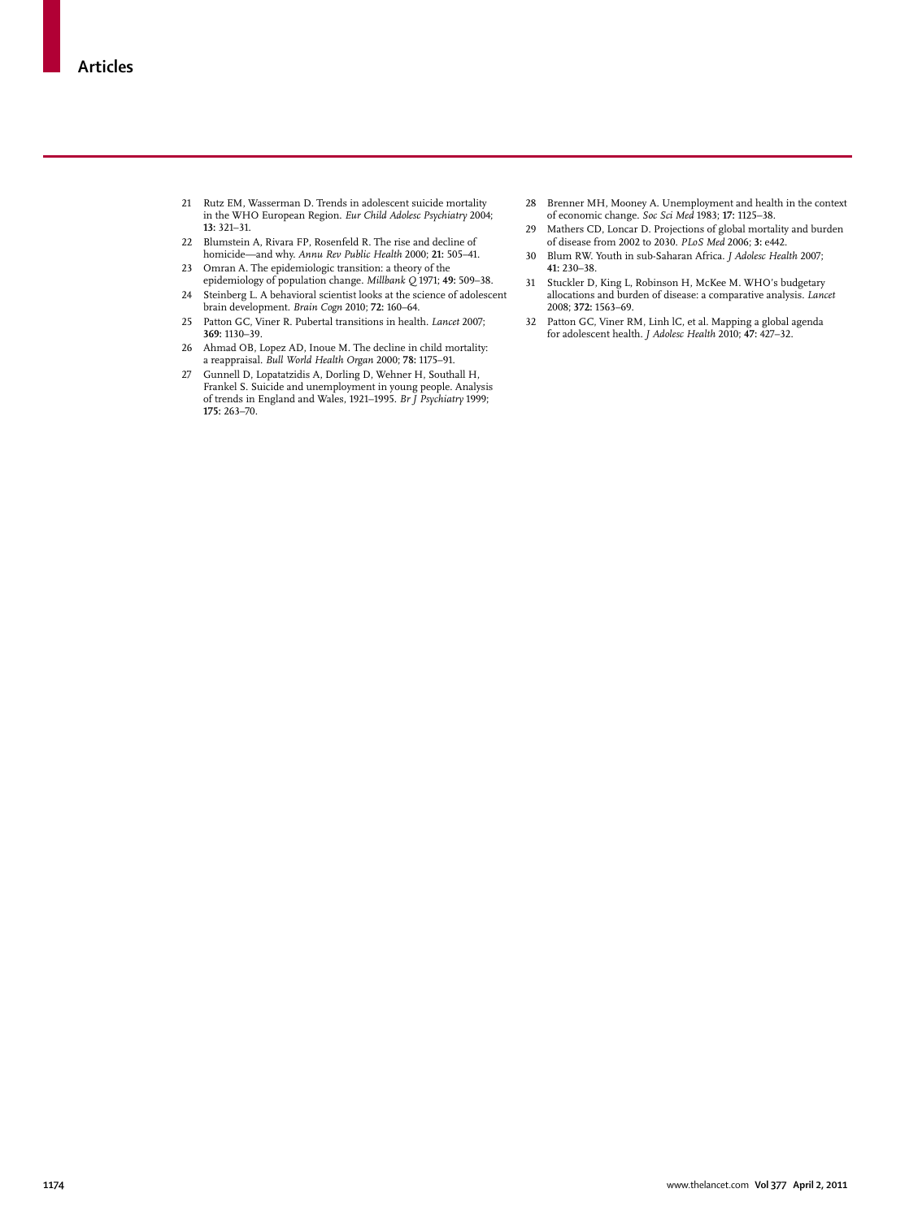21 Rutz EM, Wasserman D. Trends in adolescent suicide mortality in the WHO European Region. *Eur Child Adolesc Psychiatry* 2004; **13:** 321–31.

22 Blumstein A, Rivara FP, Rosenfeld R. The rise and decline of homicide—and why. *Annu Rev Public Health* 2000; **21:** 505–41.

23 Omran A. The epidemiologic transition: a theory of the epidemiology of population change. *Millbank Q* 1971; **49:** 509–38.

24 Steinberg L. A behavioral scientist looks at the science of adolescent brain development. *Brain Cogn* 2010; **72:** 160–64.

25 Patton GC, Viner R. Pubertal transitions in health. *Lancet* 2007; **369:** 1130–39.

26 Ahmad OB, Lopez AD, Inoue M. The decline in child mortality: a reappraisal. *Bull World Health Organ* 2000; **78:** 1175–91.

27 Gunnell D, Lopatatzidis A, Dorling D, Wehner H, Southall H, Frankel S. Suicide and unemployment in young people. Analysis of trends in England and Wales, 1921–1995. *Br J Psychiatry* 1999; **175:** 263–70.

28 Brenner MH, Mooney A. Unemployment and health in the context of economic change. *Soc Sci Med* 1983; **17:** 1125–38.

29 Mathers CD, Loncar D. Projections of global mortality and burden of disease from 2002 to 2030. *PLoS Med* 2006; **3:** e442.

30 Blum RW. Youth in sub-Saharan Africa. *J Adolesc Health* 2007; **41:** 230–38.

31 Stuckler D, King L, Robinson H, McKee M. WHO's budgetary allocations and burden of disease: a comparative analysis. *Lancet* 2008; **372:** 1563–69.

32 Patton GC, Viner RM, Linh lC, et al. Mapping a global agenda for adolescent health. *J Adolesc Health* 2010; **47:** 427–32.